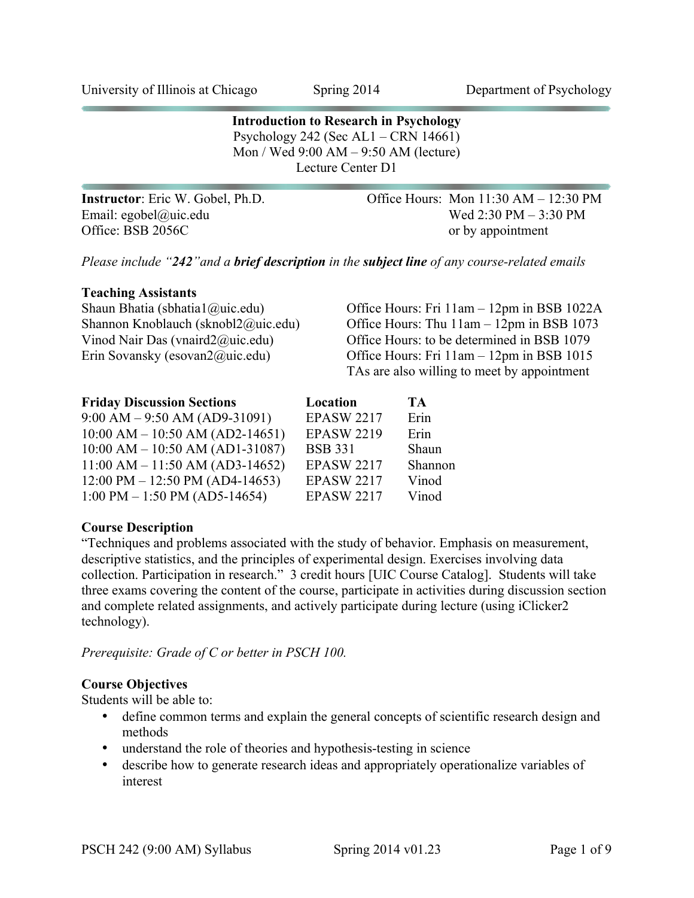University of Illinois at Chicago Spring 2014 Department of Psychology

**Introduction to Research in Psychology**
Psychology 242 (Sec AL1 – CRN 14661)
Mon / Wed 9:00 AM – 9:50 AM (lecture)
Lecture Center D1

**Instructor**: Eric W. Gobel, Ph.D.
Email: egobel@uic.edu
Office: BSB 2056C

Office Hours: Mon 11:30 AM – 12:30 PM
Wed 2:30 PM – 3:30 PM
or by appointment

*Please include "**242**" and a **brief description** in the **subject line** of any course-related emails*

**Teaching Assistants**

| | |
|---|---|
| Shaun Bhatia (sbhatia1@uic.edu) | Office Hours: Fri 11am – 12pm in BSB 1022A |
| Shannon Knoblauch (sknobl2@uic.edu) | Office Hours: Thu 11am – 12pm in BSB 1073 |
| Vinod Nair Das (vnaird2@uic.edu) | Office Hours: to be determined in BSB 1079 |
| Erin Sovansky (esovan2@uic.edu) | Office Hours: Fri 11am – 12pm in BSB 1015 |
| | TAs are also willing to meet by appointment |

| **Friday Discussion Sections** | **Location** | **TA** |
|---|---|---|
| 9:00 AM – 9:50 AM (AD9-31091) | EPASW 2217 | Erin |
| 10:00 AM – 10:50 AM (AD2-14651) | EPASW 2219 | Erin |
| 10:00 AM – 10:50 AM (AD1-31087) | BSB 331 | Shaun |
| 11:00 AM – 11:50 AM (AD3-14652) | EPASW 2217 | Shannon |
| 12:00 PM – 12:50 PM (AD4-14653) | EPASW 2217 | Vinod |
| 1:00 PM – 1:50 PM (AD5-14654) | EPASW 2217 | Vinod |

**Course Description**

"Techniques and problems associated with the study of behavior. Emphasis on measurement, descriptive statistics, and the principles of experimental design. Exercises involving data collection. Participation in research." 3 credit hours [UIC Course Catalog]. Students will take three exams covering the content of the course, participate in activities during discussion section and complete related assignments, and actively participate during lecture (using iClicker2 technology).

*Prerequisite: Grade of C or better in PSCH 100.*

**Course Objectives**

Students will be able to:

- define common terms and explain the general concepts of scientific research design and methods
- understand the role of theories and hypothesis-testing in science
- describe how to generate research ideas and appropriately operationalize variables of interest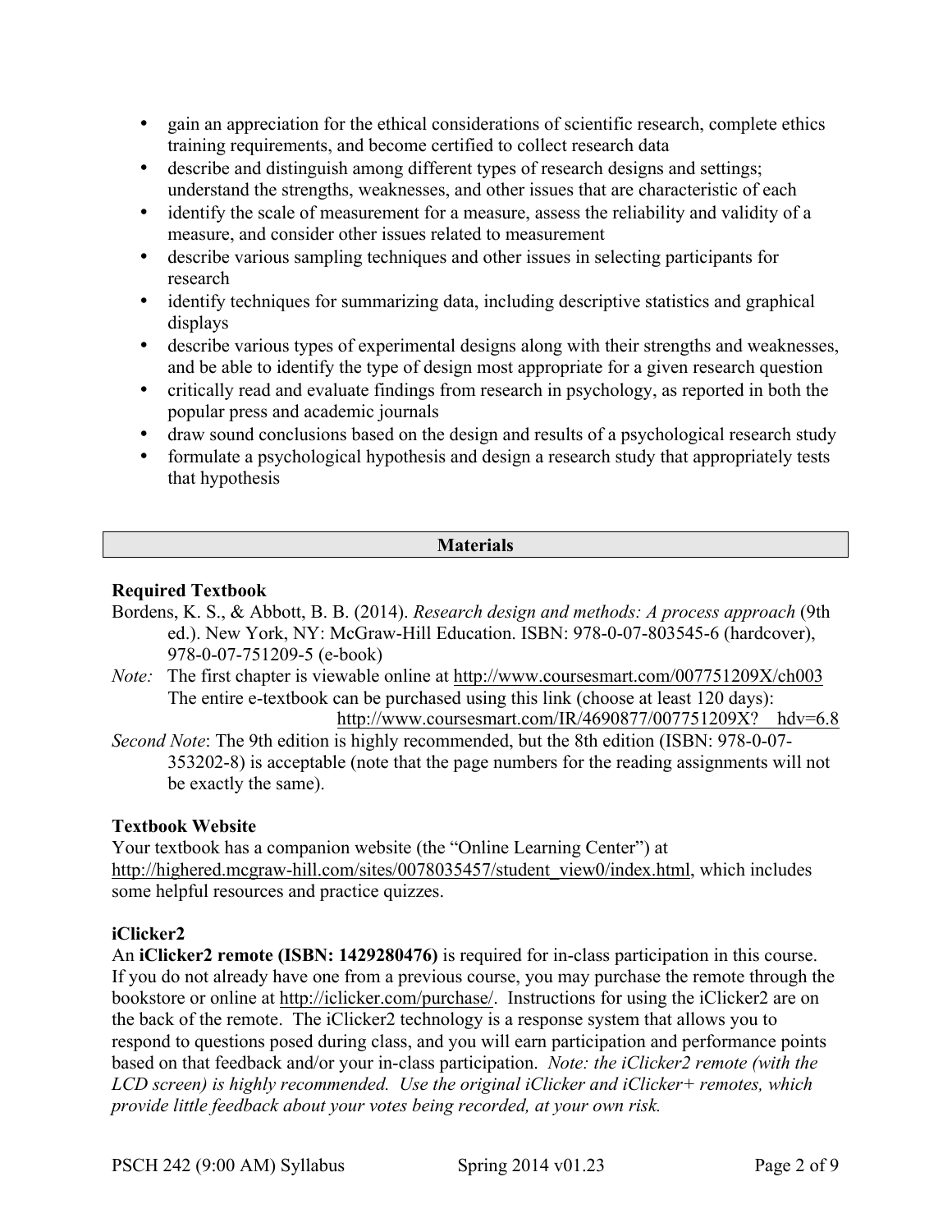- gain an appreciation for the ethical considerations of scientific research, complete ethics training requirements, and become certified to collect research data
- describe and distinguish among different types of research designs and settings; understand the strengths, weaknesses, and other issues that are characteristic of each
- identify the scale of measurement for a measure, assess the reliability and validity of a measure, and consider other issues related to measurement
- describe various sampling techniques and other issues in selecting participants for research
- identify techniques for summarizing data, including descriptive statistics and graphical displays
- describe various types of experimental designs along with their strengths and weaknesses, and be able to identify the type of design most appropriate for a given research question
- critically read and evaluate findings from research in psychology, as reported in both the popular press and academic journals
- draw sound conclusions based on the design and results of a psychological research study
- formulate a psychological hypothesis and design a research study that appropriately tests that hypothesis

## Materials

**Required Textbook**

Bordens, K. S., & Abbott, B. B. (2014). *Research design and methods: A process approach* (9th ed.). New York, NY: McGraw-Hill Education. ISBN: 978-0-07-803545-6 (hardcover), 978-0-07-751209-5 (e-book)

*Note:* The first chapter is viewable online at http://www.coursesmart.com/007751209X/ch003 The entire e-textbook can be purchased using this link (choose at least 120 days): http://www.coursesmart.com/IR/4690877/007751209X? hdv=6.8

*Second Note*: The 9th edition is highly recommended, but the 8th edition (ISBN: 978-0-07-353202-8) is acceptable (note that the page numbers for the reading assignments will not be exactly the same).

**Textbook Website**

Your textbook has a companion website (the "Online Learning Center") at http://highered.mcgraw-hill.com/sites/0078035457/student_view0/index.html, which includes some helpful resources and practice quizzes.

**iClicker2**

An **iClicker2 remote (ISBN: 1429280476)** is required for in-class participation in this course. If you do not already have one from a previous course, you may purchase the remote through the bookstore or online at http://iclicker.com/purchase/. Instructions for using the iClicker2 are on the back of the remote. The iClicker2 technology is a response system that allows you to respond to questions posed during class, and you will earn participation and performance points based on that feedback and/or your in-class participation. *Note: the iClicker2 remote (with the LCD screen) is highly recommended. Use the original iClicker and iClicker+ remotes, which provide little feedback about your votes being recorded, at your own risk.*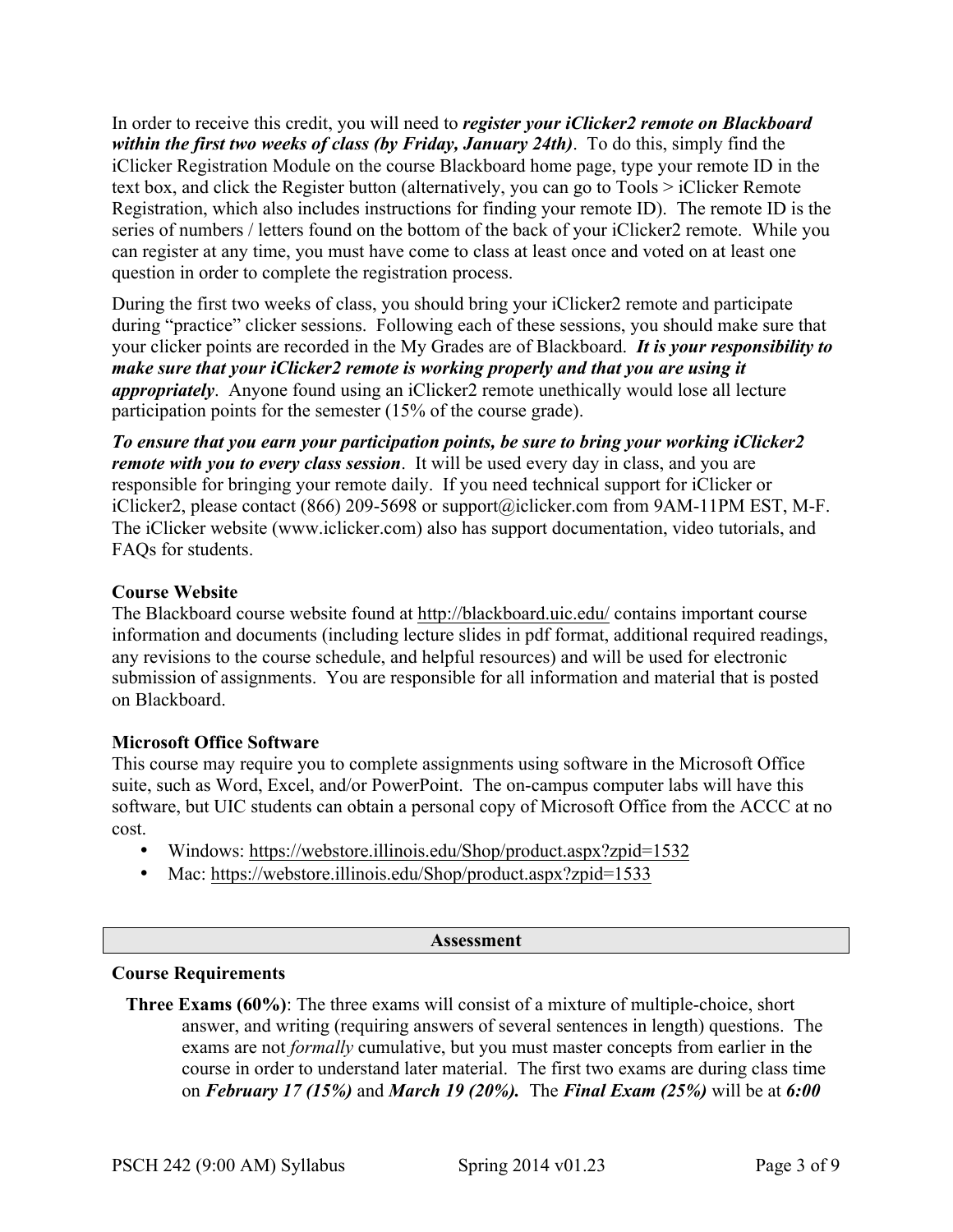In order to receive this credit, you will need to ***register your iClicker2 remote on Blackboard within the first two weeks of class (by Friday, January 24th)***. To do this, simply find the iClicker Registration Module on the course Blackboard home page, type your remote ID in the text box, and click the Register button (alternatively, you can go to Tools > iClicker Remote Registration, which also includes instructions for finding your remote ID). The remote ID is the series of numbers / letters found on the bottom of the back of your iClicker2 remote. While you can register at any time, you must have come to class at least once and voted on at least one question in order to complete the registration process.

During the first two weeks of class, you should bring your iClicker2 remote and participate during "practice" clicker sessions. Following each of these sessions, you should make sure that your clicker points are recorded in the My Grades are of Blackboard. ***It is your responsibility to make sure that your iClicker2 remote is working properly and that you are using it appropriately***. Anyone found using an iClicker2 remote unethically would lose all lecture participation points for the semester (15% of the course grade).

***To ensure that you earn your participation points, be sure to bring your working iClicker2 remote with you to every class session***. It will be used every day in class, and you are responsible for bringing your remote daily. If you need technical support for iClicker or iClicker2, please contact (866) 209-5698 or support@iclicker.com from 9AM-11PM EST, M-F. The iClicker website (www.iclicker.com) also has support documentation, video tutorials, and FAQs for students.

**Course Website**

The Blackboard course website found at http://blackboard.uic.edu/ contains important course information and documents (including lecture slides in pdf format, additional required readings, any revisions to the course schedule, and helpful resources) and will be used for electronic submission of assignments. You are responsible for all information and material that is posted on Blackboard.

**Microsoft Office Software**

This course may require you to complete assignments using software in the Microsoft Office suite, such as Word, Excel, and/or PowerPoint. The on-campus computer labs will have this software, but UIC students can obtain a personal copy of Microsoft Office from the ACCC at no cost.

- Windows: https://webstore.illinois.edu/Shop/product.aspx?zpid=1532
- Mac: https://webstore.illinois.edu/Shop/product.aspx?zpid=1533

## Assessment

**Course Requirements**

**Three Exams (60%)**: The three exams will consist of a mixture of multiple-choice, short answer, and writing (requiring answers of several sentences in length) questions. The exams are not *formally* cumulative, but you must master concepts from earlier in the course in order to understand later material. The first two exams are during class time on ***February 17 (15%)*** and ***March 19 (20%).*** The ***Final Exam (25%)*** will be at ***6:00***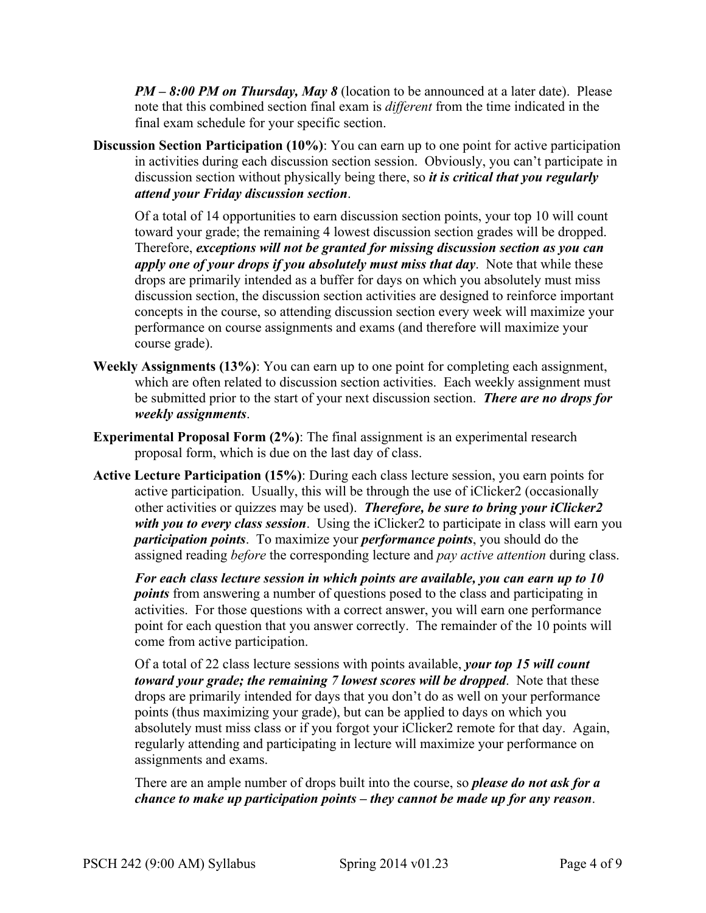*PM – 8:00 PM on Thursday, May 8* (location to be announced at a later date). Please note that this combined section final exam is *different* from the time indicated in the final exam schedule for your specific section.

**Discussion Section Participation (10%)**: You can earn up to one point for active participation in activities during each discussion section session. Obviously, you can't participate in discussion section without physically being there, so ***it is critical that you regularly attend your Friday discussion section***.

Of a total of 14 opportunities to earn discussion section points, your top 10 will count toward your grade; the remaining 4 lowest discussion section grades will be dropped. Therefore, ***exceptions will not be granted for missing discussion section as you can apply one of your drops if you absolutely must miss that day***. Note that while these drops are primarily intended as a buffer for days on which you absolutely must miss discussion section, the discussion section activities are designed to reinforce important concepts in the course, so attending discussion section every week will maximize your performance on course assignments and exams (and therefore will maximize your course grade).

**Weekly Assignments (13%)**: You can earn up to one point for completing each assignment, which are often related to discussion section activities. Each weekly assignment must be submitted prior to the start of your next discussion section. ***There are no drops for weekly assignments***.

**Experimental Proposal Form (2%)**: The final assignment is an experimental research proposal form, which is due on the last day of class.

**Active Lecture Participation (15%)**: During each class lecture session, you earn points for active participation. Usually, this will be through the use of iClicker2 (occasionally other activities or quizzes may be used). ***Therefore, be sure to bring your iClicker2 with you to every class session***. Using the iClicker2 to participate in class will earn you ***participation points***. To maximize your ***performance points***, you should do the assigned reading *before* the corresponding lecture and *pay active attention* during class.

***For each class lecture session in which points are available, you can earn up to 10 points*** from answering a number of questions posed to the class and participating in activities. For those questions with a correct answer, you will earn one performance point for each question that you answer correctly. The remainder of the 10 points will come from active participation.

Of a total of 22 class lecture sessions with points available, ***your top 15 will count toward your grade; the remaining 7 lowest scores will be dropped***. Note that these drops are primarily intended for days that you don't do as well on your performance points (thus maximizing your grade), but can be applied to days on which you absolutely must miss class or if you forgot your iClicker2 remote for that day. Again, regularly attending and participating in lecture will maximize your performance on assignments and exams.

There are an ample number of drops built into the course, so ***please do not ask for a chance to make up participation points – they cannot be made up for any reason***.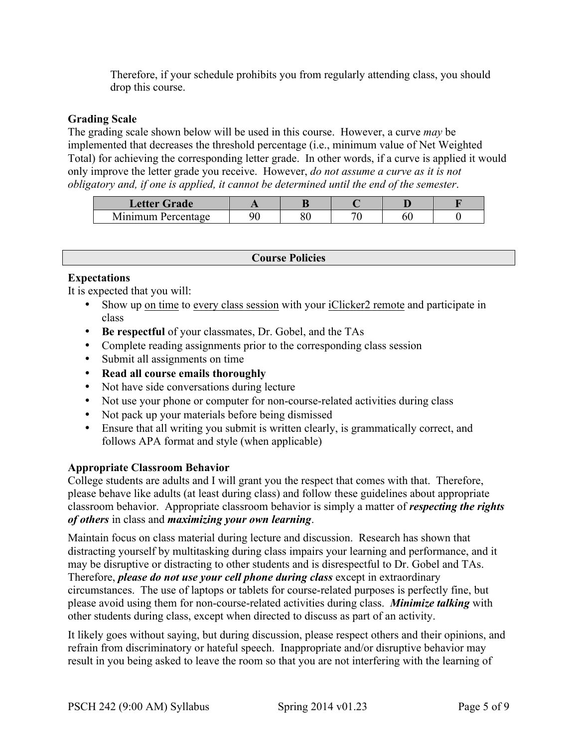Therefore, if your schedule prohibits you from regularly attending class, you should drop this course.

**Grading Scale**

The grading scale shown below will be used in this course. However, a curve *may* be implemented that decreases the threshold percentage (i.e., minimum value of Net Weighted Total) for achieving the corresponding letter grade. In other words, if a curve is applied it would only improve the letter grade you receive. However, *do not assume a curve as it is not obligatory and, if one is applied, it cannot be determined until the end of the semester*.

| Letter Grade | A | B | C | D | F |
|---|---|---|---|---|---|
| Minimum Percentage | 90 | 80 | 70 | 60 | 0 |

## Course Policies

**Expectations**

It is expected that you will:

- Show up on time to every class session with your iClicker2 remote and participate in class
- **Be respectful** of your classmates, Dr. Gobel, and the TAs
- Complete reading assignments prior to the corresponding class session
- Submit all assignments on time
- **Read all course emails thoroughly**
- Not have side conversations during lecture
- Not use your phone or computer for non-course-related activities during class
- Not pack up your materials before being dismissed
- Ensure that all writing you submit is written clearly, is grammatically correct, and follows APA format and style (when applicable)

**Appropriate Classroom Behavior**

College students are adults and I will grant you the respect that comes with that. Therefore, please behave like adults (at least during class) and follow these guidelines about appropriate classroom behavior. Appropriate classroom behavior is simply a matter of ***respecting the rights of others*** in class and ***maximizing your own learning***.

Maintain focus on class material during lecture and discussion. Research has shown that distracting yourself by multitasking during class impairs your learning and performance, and it may be disruptive or distracting to other students and is disrespectful to Dr. Gobel and TAs. Therefore, ***please do not use your cell phone during class*** except in extraordinary circumstances. The use of laptops or tablets for course-related purposes is perfectly fine, but please avoid using them for non-course-related activities during class. ***Minimize talking*** with other students during class, except when directed to discuss as part of an activity.

It likely goes without saying, but during discussion, please respect others and their opinions, and refrain from discriminatory or hateful speech. Inappropriate and/or disruptive behavior may result in you being asked to leave the room so that you are not interfering with the learning of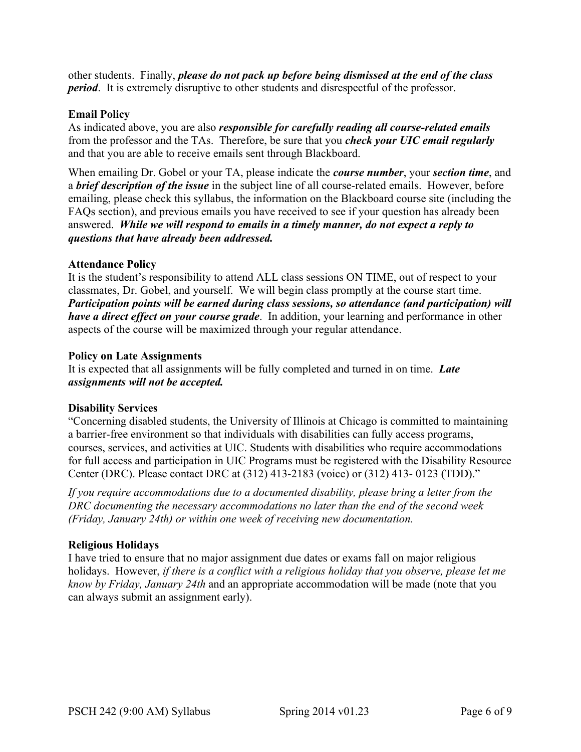other students. Finally, ***please do not pack up before being dismissed at the end of the class period***. It is extremely disruptive to other students and disrespectful of the professor.

**Email Policy**

As indicated above, you are also ***responsible for carefully reading all course-related emails*** from the professor and the TAs. Therefore, be sure that you ***check your UIC email regularly*** and that you are able to receive emails sent through Blackboard.

When emailing Dr. Gobel or your TA, please indicate the ***course number***, your ***section time***, and a ***brief description of the issue*** in the subject line of all course-related emails. However, before emailing, please check this syllabus, the information on the Blackboard course site (including the FAQs section), and previous emails you have received to see if your question has already been answered. ***While we will respond to emails in a timely manner, do not expect a reply to questions that have already been addressed.***

**Attendance Policy**

It is the student's responsibility to attend ALL class sessions ON TIME, out of respect to your classmates, Dr. Gobel, and yourself. We will begin class promptly at the course start time. ***Participation points will be earned during class sessions, so attendance (and participation) will have a direct effect on your course grade***. In addition, your learning and performance in other aspects of the course will be maximized through your regular attendance.

**Policy on Late Assignments**

It is expected that all assignments will be fully completed and turned in on time. ***Late assignments will not be accepted.***

**Disability Services**

"Concerning disabled students, the University of Illinois at Chicago is committed to maintaining a barrier-free environment so that individuals with disabilities can fully access programs, courses, services, and activities at UIC. Students with disabilities who require accommodations for full access and participation in UIC Programs must be registered with the Disability Resource Center (DRC). Please contact DRC at (312) 413-2183 (voice) or (312) 413- 0123 (TDD)."

*If you require accommodations due to a documented disability, please bring a letter from the DRC documenting the necessary accommodations no later than the end of the second week (Friday, January 24th) or within one week of receiving new documentation.*

**Religious Holidays**

I have tried to ensure that no major assignment due dates or exams fall on major religious holidays. However, *if there is a conflict with a religious holiday that you observe, please let me know by Friday, January 24th* and an appropriate accommodation will be made (note that you can always submit an assignment early).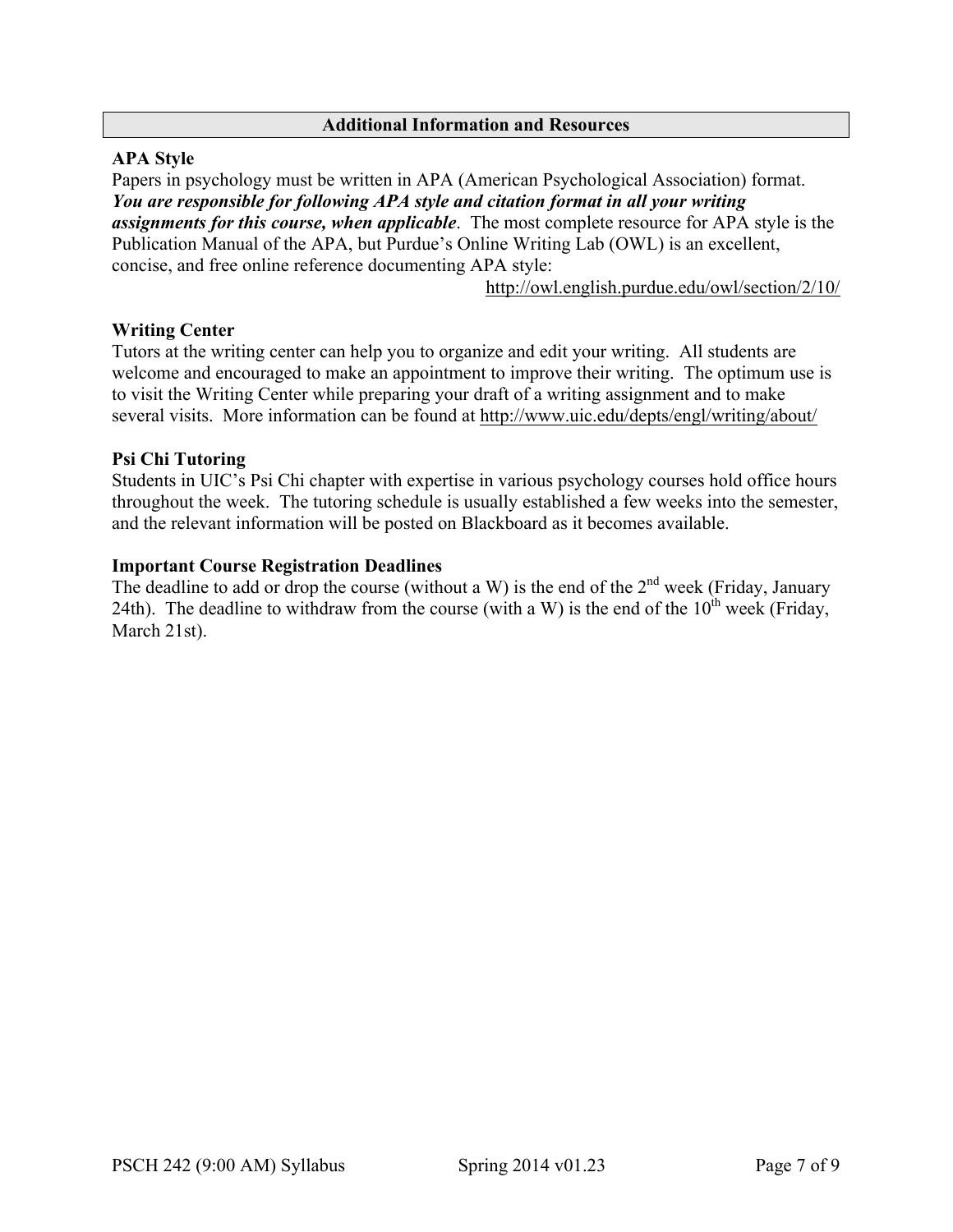## Additional Information and Resources

### APA Style

Papers in psychology must be written in APA (American Psychological Association) format. ***You are responsible for following APA style and citation format in all your writing assignments for this course, when applicable***. The most complete resource for APA style is the Publication Manual of the APA, but Purdue's Online Writing Lab (OWL) is an excellent, concise, and free online reference documenting APA style: http://owl.english.purdue.edu/owl/section/2/10/

### Writing Center

Tutors at the writing center can help you to organize and edit your writing. All students are welcome and encouraged to make an appointment to improve their writing. The optimum use is to visit the Writing Center while preparing your draft of a writing assignment and to make several visits. More information can be found at http://www.uic.edu/depts/engl/writing/about/

### Psi Chi Tutoring

Students in UIC's Psi Chi chapter with expertise in various psychology courses hold office hours throughout the week. The tutoring schedule is usually established a few weeks into the semester, and the relevant information will be posted on Blackboard as it becomes available.

### Important Course Registration Deadlines

The deadline to add or drop the course (without a W) is the end of the 2nd week (Friday, January 24th). The deadline to withdraw from the course (with a W) is the end of the 10th week (Friday, March 21st).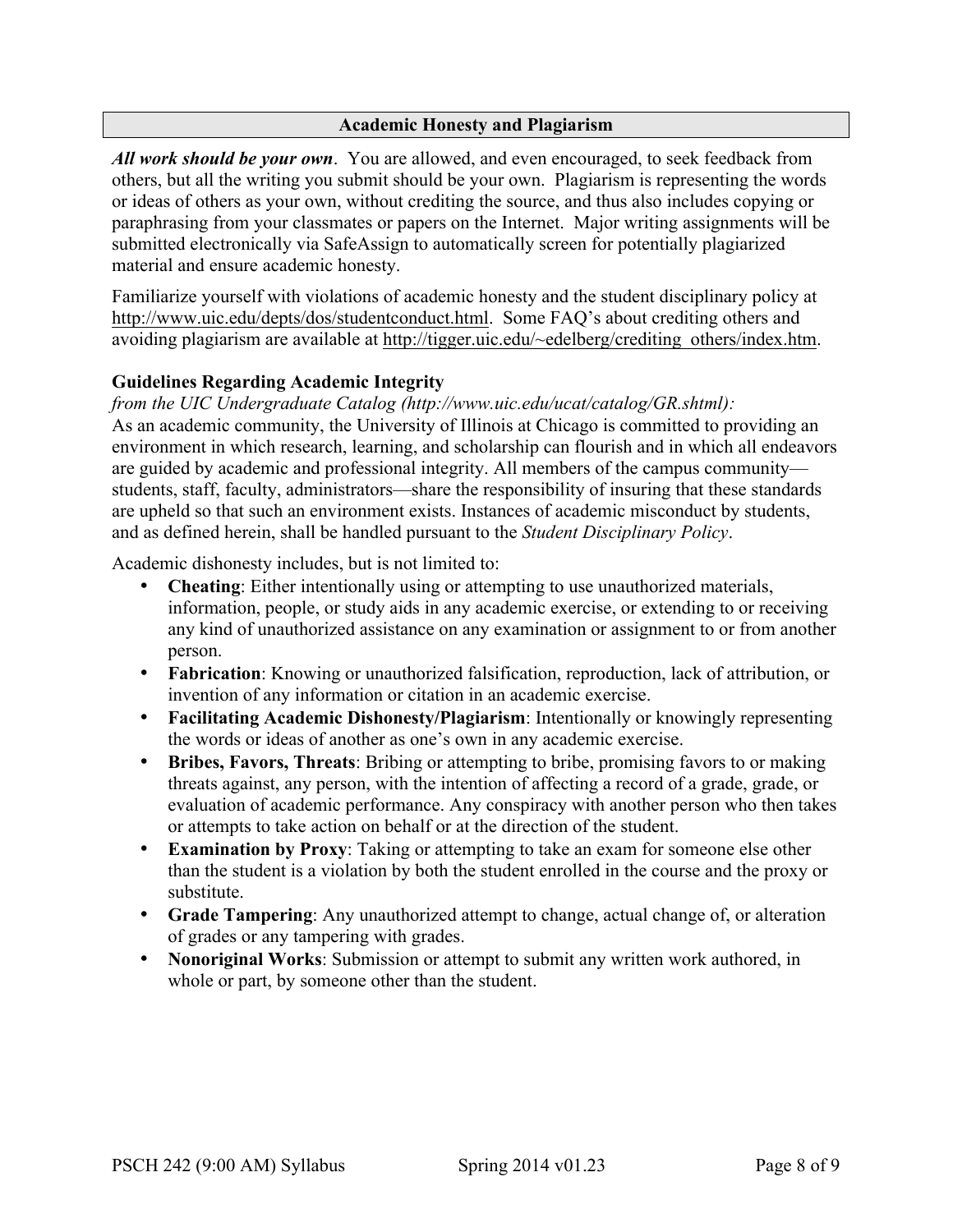## Academic Honesty and Plagiarism

***All work should be your own***. You are allowed, and even encouraged, to seek feedback from others, but all the writing you submit should be your own. Plagiarism is representing the words or ideas of others as your own, without crediting the source, and thus also includes copying or paraphrasing from your classmates or papers on the Internet. Major writing assignments will be submitted electronically via SafeAssign to automatically screen for potentially plagiarized material and ensure academic honesty.

Familiarize yourself with violations of academic honesty and the student disciplinary policy at http://www.uic.edu/depts/dos/studentconduct.html. Some FAQ's about crediting others and avoiding plagiarism are available at http://tigger.uic.edu/~edelberg/crediting_others/index.htm.

### Guidelines Regarding Academic Integrity

*from the UIC Undergraduate Catalog (http://www.uic.edu/ucat/catalog/GR.shtml):*
As an academic community, the University of Illinois at Chicago is committed to providing an environment in which research, learning, and scholarship can flourish and in which all endeavors are guided by academic and professional integrity. All members of the campus community—students, staff, faculty, administrators—share the responsibility of insuring that these standards are upheld so that such an environment exists. Instances of academic misconduct by students, and as defined herein, shall be handled pursuant to the *Student Disciplinary Policy*.

Academic dishonesty includes, but is not limited to:

- **Cheating**: Either intentionally using or attempting to use unauthorized materials, information, people, or study aids in any academic exercise, or extending to or receiving any kind of unauthorized assistance on any examination or assignment to or from another person.
- **Fabrication**: Knowing or unauthorized falsification, reproduction, lack of attribution, or invention of any information or citation in an academic exercise.
- **Facilitating Academic Dishonesty/Plagiarism**: Intentionally or knowingly representing the words or ideas of another as one's own in any academic exercise.
- **Bribes, Favors, Threats**: Bribing or attempting to bribe, promising favors to or making threats against, any person, with the intention of affecting a record of a grade, grade, or evaluation of academic performance. Any conspiracy with another person who then takes or attempts to take action on behalf or at the direction of the student.
- **Examination by Proxy**: Taking or attempting to take an exam for someone else other than the student is a violation by both the student enrolled in the course and the proxy or substitute.
- **Grade Tampering**: Any unauthorized attempt to change, actual change of, or alteration of grades or any tampering with grades.
- **Nonoriginal Works**: Submission or attempt to submit any written work authored, in whole or part, by someone other than the student.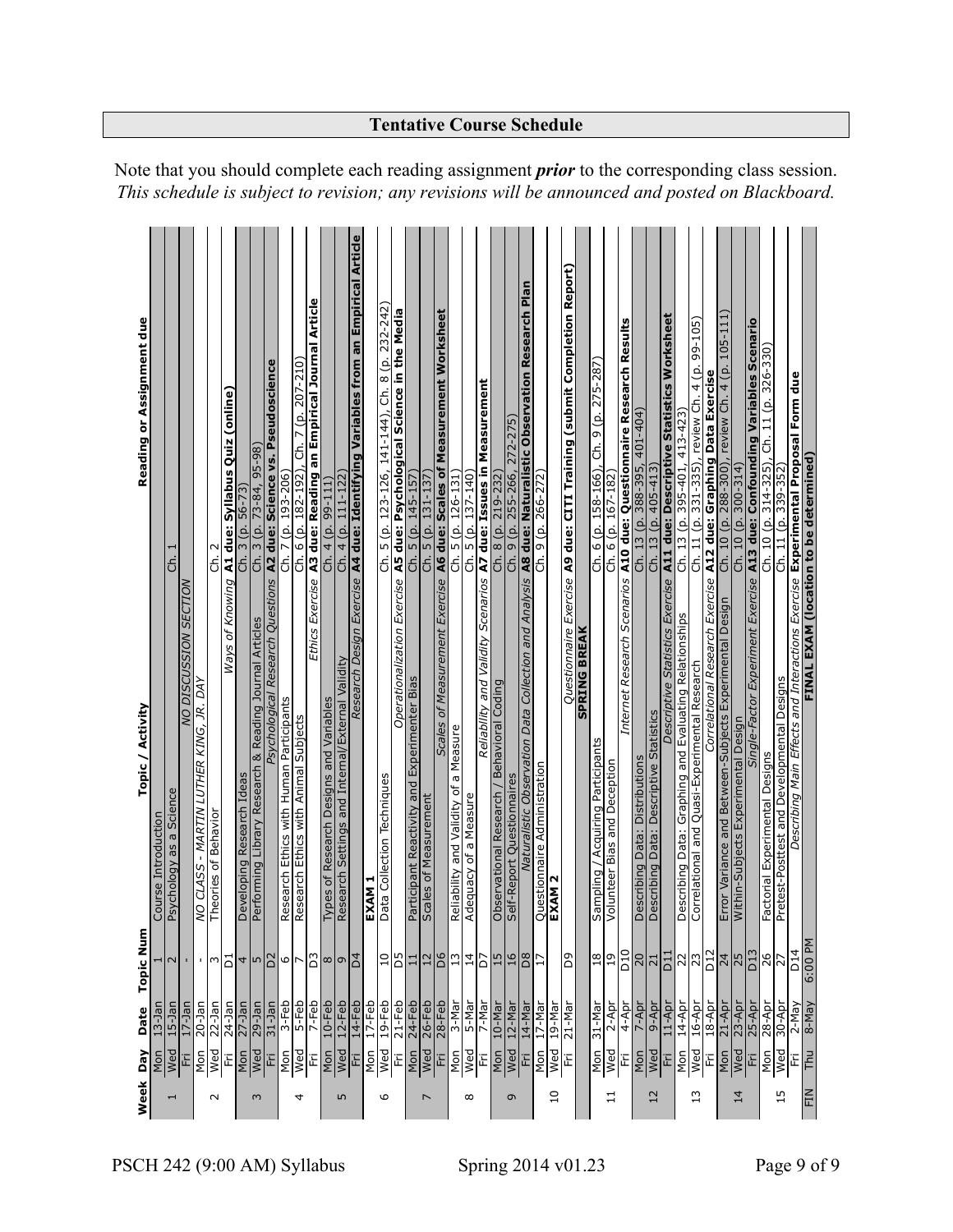## Tentative Course Schedule

Note that you should complete each reading assignment ***prior*** to the corresponding class session. *This schedule is subject to revision; any revisions will be announced and posted on Blackboard.*

| Week | Day | Date | Topic Num | Topic / Activity | Reading or Assignment due |
|---|---|---|---|---|---|
| 1 | Mon | 13-Jan | 1 | Course Introduction | |
| | Wed | 15-Jan | 2 | Psychology as a Science | Ch. 1 |
| | Fri | 17-Jan | - | *NO DISCUSSION SECTION* | |
| 2 | Mon | 20-Jan | - | *NO CLASS - MARTIN LUTHER KING, JR. DAY* | |
| | Wed | 22-Jan | 3 | Theories of Behavior | Ch. 2 |
| | Fri | 24-Jan | D1 | *Ways of Knowing* | **A1 due: Syllabus Quiz (online)** |
| 3 | Mon | 27-Jan | 4 | Developing Research Ideas | Ch. 3 (p. 56-73) |
| | Wed | 29-Jan | 5 | Performing Library Research & Reading Journal Articles | Ch. 3 (p. 73-84, 95-98) |
| | Fri | 31-Jan | D2 | *Psychological Research Questions* | **A2 due: Science vs. Pseudoscience** |
| 4 | Mon | 3-Feb | 6 | Research Ethics with Human Participants | Ch. 7 (p. 193-206) |
| | Wed | 5-Feb | 7 | Research Ethics with Animal Subjects | Ch. 6 (p. 182-192), Ch. 7 (p. 207-210) |
| | Fri | 7-Feb | D3 | *Ethics Exercise* | **A3 due: Reading an Empirical Journal Article** |
| 5 | Mon | 10-Feb | 8 | Types of Research Designs and Variables | Ch. 4 (p. 99-111) |
| | Wed | 12-Feb | 9 | Research Settings and Internal/External Validity | Ch. 4 (p. 111-122) |
| | Fri | 14-Feb | D4 | *Research Design Exercise* | **A4 due: Identifying Variables from an Empirical Article** |
| 6 | Mon | 17-Feb | | **EXAM 1** | |
| | Wed | 19-Feb | 10 | Data Collection Techniques | Ch. 5 (p. 123-126, 141-144), Ch. 8 (p. 232-242) |
| | Fri | 21-Feb | D5 | *Operationalization Exercise* | **A5 due: Psychological Science in the Media** |
| 7 | Mon | 24-Feb | 11 | Participant Reactivity and Experimenter Bias | Ch. 5 (p. 145-157) |
| | Wed | 26-Feb | 12 | Scales of Measurement | Ch. 5 (p. 131-137) |
| | Fri | 28-Feb | D6 | *Scales of Measurement Exercise* | **A6 due: Scales of Measurement Worksheet** |
| 8 | Mon | 3-Mar | 13 | Reliability and Validity of a Measure | Ch. 5 (p. 126-131) |
| | Wed | 5-Mar | 14 | Adequacy of a Measure | Ch. 5 (p. 137-140) |
| | Fri | 7-Mar | D7 | *Reliability and Validity Scenarios* | **A7 due: Issues in Measurement** |
| 9 | Mon | 10-Mar | 15 | Observational Research / Behavioral Coding | Ch. 8 (p. 219-232) |
| | Wed | 12-Mar | 16 | Self-Report Questionnaires | Ch. 9 (p. 255-266, 272-275) |
| | Fri | 14-Mar | D8 | *Naturalistic Observation Data Collection and Analysis* | **A8 due: Naturalistic Observation Research Plan** |
| 10 | Mon | 17-Mar | 17 | Questionnaire Administration | Ch. 9 (p. 266-272) |
| | Wed | 19-Mar | | **EXAM 2** | |
| | Fri | 21-Mar | D9 | *Questionnaire Exercise* | **A9 due: CITI Training (submit Completion Report)** |
| | | | | **SPRING BREAK** | |
| 11 | Mon | 31-Mar | 18 | Sampling / Acquiring Participants | Ch. 6 (p. 158-166), Ch. 9 (p. 275-287) |
| | Wed | 2-Apr | 19 | Volunteer Bias and Deception | Ch. 6 (p. 167-182) |
| | Fri | 4-Apr | D10 | *Internet Research Scenarios* | **A10 due: Questionnaire Research Results** |
| 12 | Mon | 7-Apr | 20 | Describing Data: Distributions | Ch. 13 (p. 388-395, 401-404) |
| | Wed | 9-Apr | 21 | Describing Data: Descriptive Statistics | Ch. 13 (p. 405-413) |
| | Fri | 11-Apr | D11 | *Descriptive Statistics Exercise* | **A11 due: Descriptive Statistics Worksheet** |
| 13 | Mon | 14-Apr | 22 | Describing Data: Graphing and Evaluating Relationships | Ch. 13 (p. 395-401, 413-423) |
| | Wed | 16-Apr | 23 | Correlational and Quasi-Experimental Research | Ch. 11 (p. 331-335), review Ch. 4 (p. 99-105) |
| | Fri | 18-Apr | D12 | *Correlational Research Exercise* | **A12 due: Graphing Data Exercise** |
| 14 | Mon | 21-Apr | 24 | Error Variance and Between-Subjects Experimental Design | Ch. 10 (p. 288-300), review Ch. 4 (p. 105-111) |
| | Wed | 23-Apr | 25 | Within-Subjects Experimental Design | Ch. 10 (p. 300-314) |
| | Fri | 25-Apr | D13 | *Single-Factor Experiment Exercise* | **A13 due: Confounding Variables Scenario** |
| 15 | Mon | 28-Apr | 26 | Factorial Experimental Designs | Ch. 10 (p. 314-325), Ch. 11 (p. 326-330) |
| | Wed | 30-Apr | 27 | Pretest-Posttest and Developmental Designs | Ch. 11 (p. 339-352) |
| | Fri | 2-May | D14 | *Describing Main Effects and Interactions Exercise* | **Experimental Proposal Form due** |
| FIN | Thu | 8-May | 6:00 PM | **FINAL EXAM (location to be determined)** | |